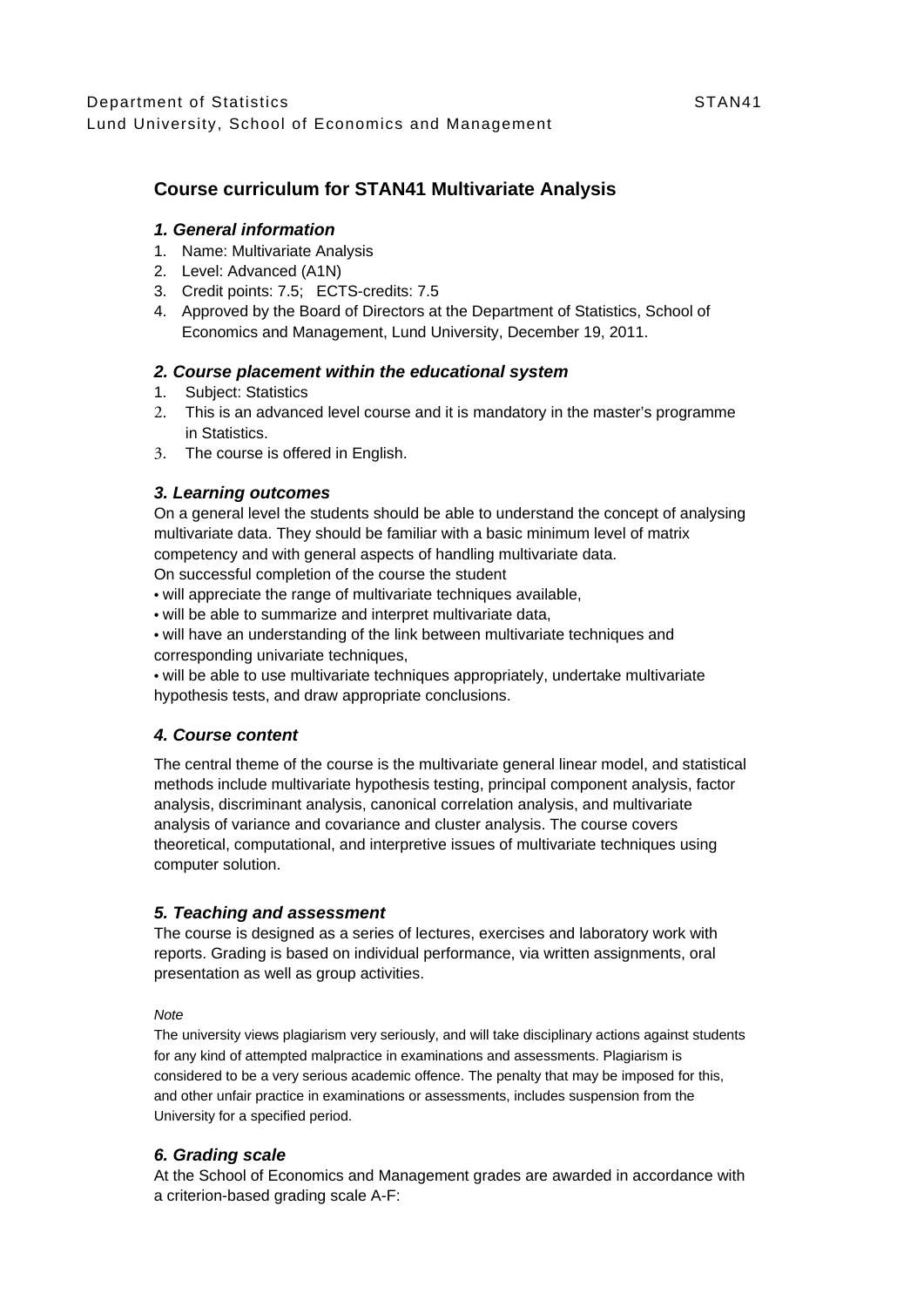Department of Statistics STAN41
Lund University, School of Economics and Management

## Course curriculum for STAN41 Multivariate Analysis

### *1. General information*

1. Name: Multivariate Analysis
2. Level: Advanced (A1N)
3. Credit points: 7.5; ECTS-credits: 7.5
4. Approved by the Board of Directors at the Department of Statistics, School of Economics and Management, Lund University, December 19, 2011.

### *2. Course placement within the educational system*

1. Subject: Statistics
2. This is an advanced level course and it is mandatory in the master's programme in Statistics.
3. The course is offered in English.

### *3. Learning outcomes*

On a general level the students should be able to understand the concept of analysing multivariate data. They should be familiar with a basic minimum level of matrix competency and with general aspects of handling multivariate data.
On successful completion of the course the student

• will appreciate the range of multivariate techniques available,
• will be able to summarize and interpret multivariate data,
• will have an understanding of the link between multivariate techniques and corresponding univariate techniques,
• will be able to use multivariate techniques appropriately, undertake multivariate hypothesis tests, and draw appropriate conclusions.

### *4. Course content*

The central theme of the course is the multivariate general linear model, and statistical methods include multivariate hypothesis testing, principal component analysis, factor analysis, discriminant analysis, canonical correlation analysis, and multivariate analysis of variance and covariance and cluster analysis. The course covers theoretical, computational, and interpretive issues of multivariate techniques using computer solution.

### *5. Teaching and assessment*

The course is designed as a series of lectures, exercises and laboratory work with reports. Grading is based on individual performance, via written assignments, oral presentation as well as group activities.

*Note*
The university views plagiarism very seriously, and will take disciplinary actions against students for any kind of attempted malpractice in examinations and assessments. Plagiarism is considered to be a very serious academic offence. The penalty that may be imposed for this, and other unfair practice in examinations or assessments, includes suspension from the University for a specified period.

### *6. Grading scale*

At the School of Economics and Management grades are awarded in accordance with a criterion-based grading scale A-F: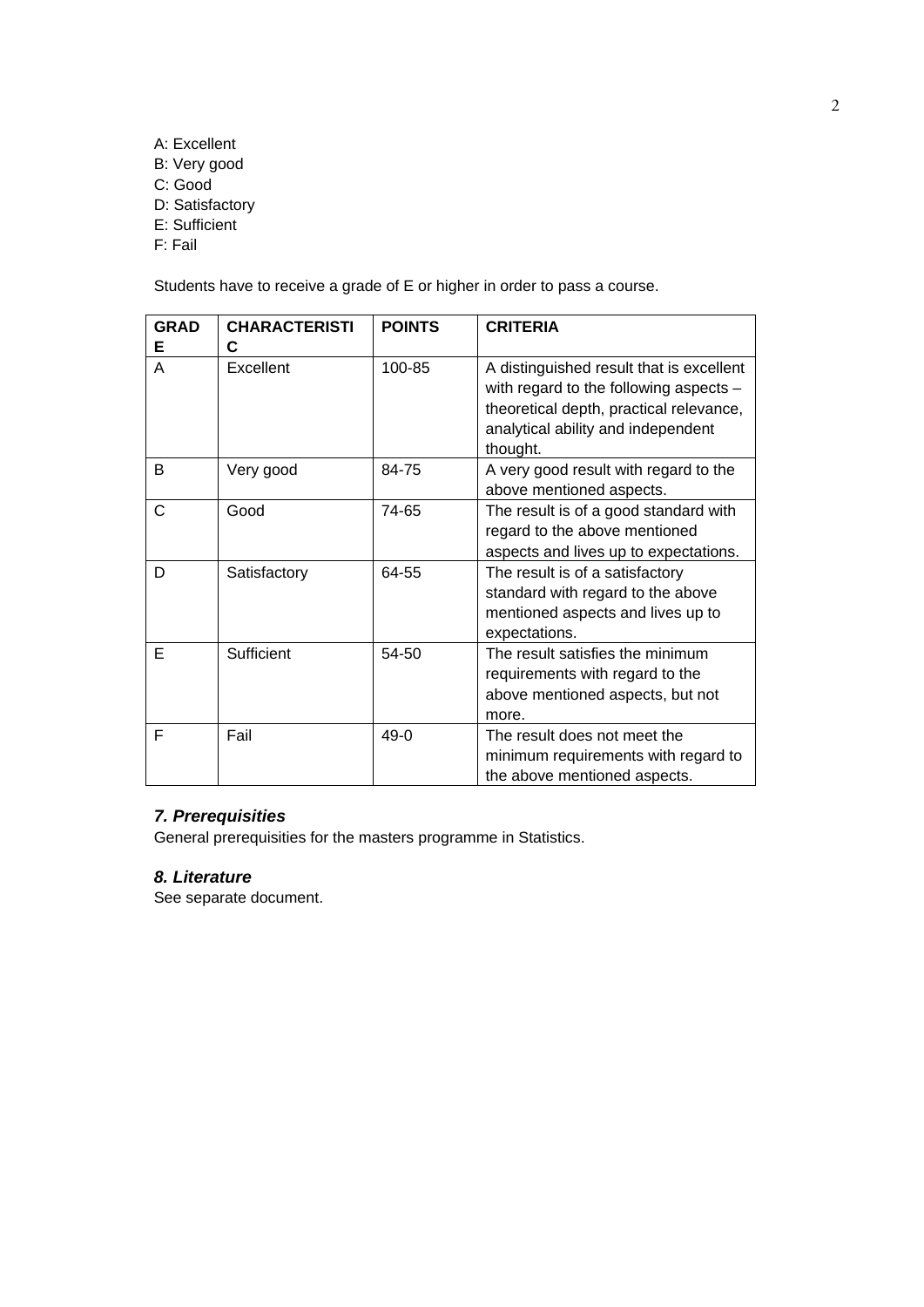A: Excellent
B: Very good
C: Good
D: Satisfactory
E: Sufficient
F: Fail

Students have to receive a grade of E or higher in order to pass a course.

| GRADE | CHARACTERISTIC | POINTS | CRITERIA |
|---|---|---|---|
| A | Excellent | 100-85 | A distinguished result that is excellent with regard to the following aspects – theoretical depth, practical relevance, analytical ability and independent thought. |
| B | Very good | 84-75 | A very good result with regard to the above mentioned aspects. |
| C | Good | 74-65 | The result is of a good standard with regard to the above mentioned aspects and lives up to expectations. |
| D | Satisfactory | 64-55 | The result is of a satisfactory standard with regard to the above mentioned aspects and lives up to expectations. |
| E | Sufficient | 54-50 | The result satisfies the minimum requirements with regard to the above mentioned aspects, but not more. |
| F | Fail | 49-0 | The result does not meet the minimum requirements with regard to the above mentioned aspects. |

### *7. Prerequisities*

General prerequisities for the masters programme in Statistics.

### *8. Literature*

See separate document.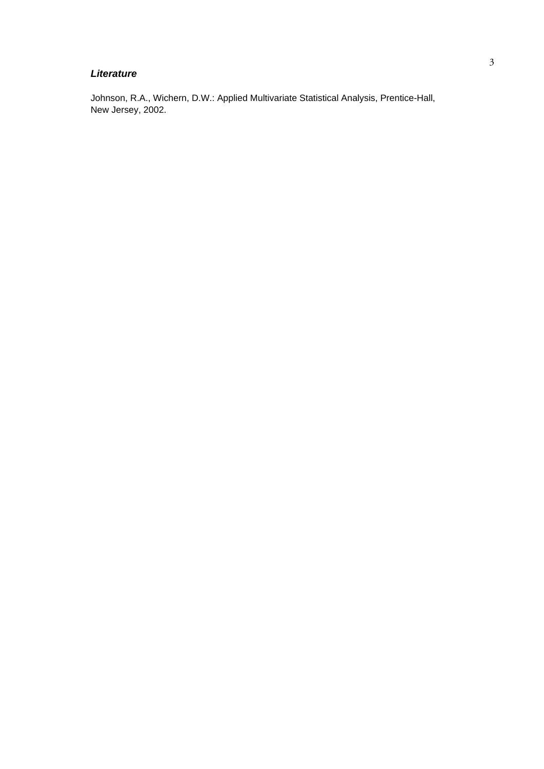### ***Literature***

Johnson, R.A., Wichern, D.W.: Applied Multivariate Statistical Analysis, Prentice-Hall, New Jersey, 2002.